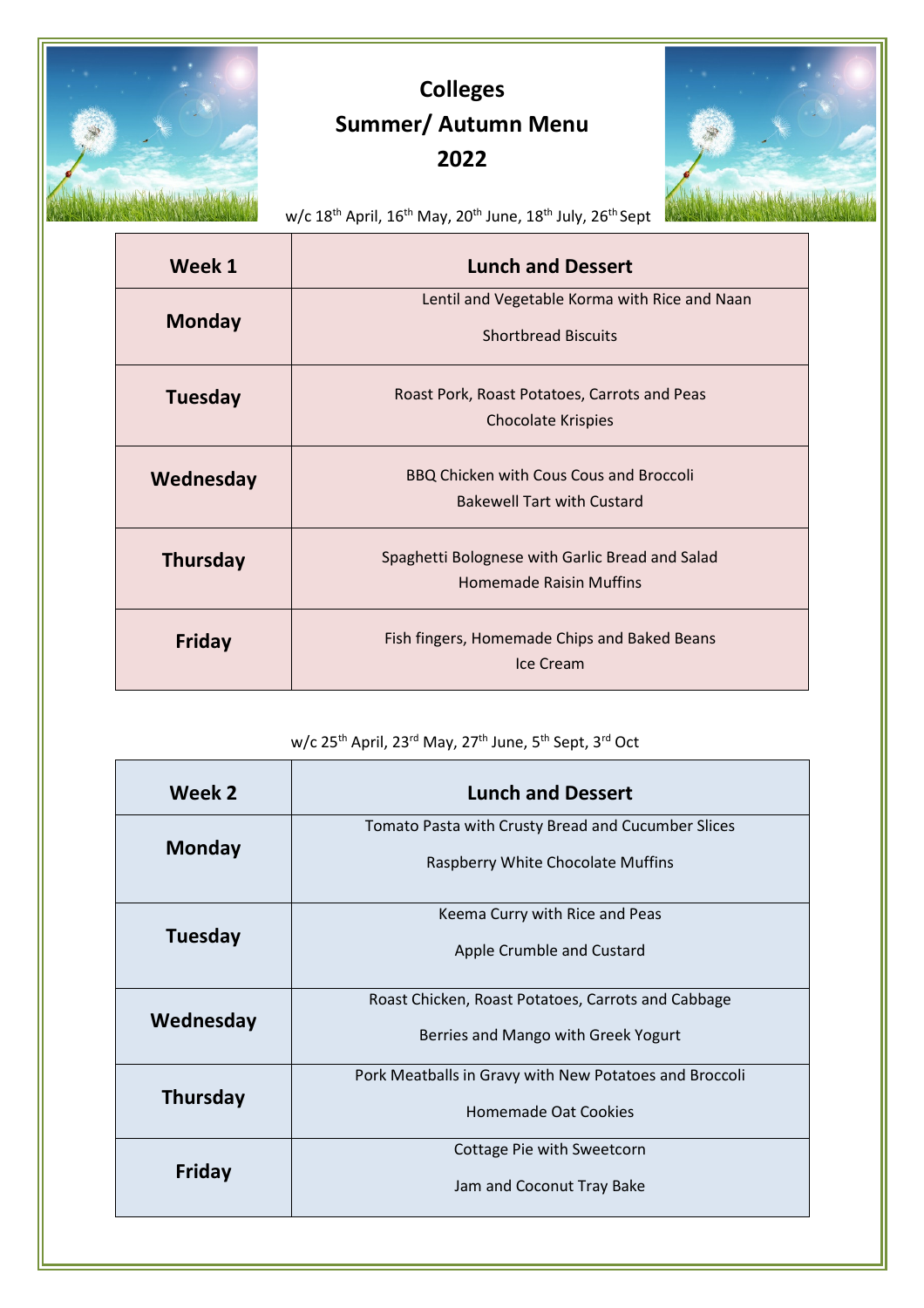# Colleges
# Summer/ Autumn Menu
# 2022

w/c 18th April, 16th May, 20th June, 18th July, 26th Sept

| Week 1 | Lunch and Dessert |
|---|---|
| Monday | Lentil and Vegetable Korma with Rice and Naan<br>Shortbread Biscuits |
| Tuesday | Roast Pork, Roast Potatoes, Carrots and Peas<br>Chocolate Krispies |
| Wednesday | BBQ Chicken with Cous Cous and Broccoli<br>Bakewell Tart with Custard |
| Thursday | Spaghetti Bolognese with Garlic Bread and Salad<br>Homemade Raisin Muffins |
| Friday | Fish fingers, Homemade Chips and Baked Beans<br>Ice Cream |

w/c 25th April, 23rd May, 27th June, 5th Sept, 3rd Oct

| Week 2 | Lunch and Dessert |
|---|---|
| Monday | Tomato Pasta with Crusty Bread and Cucumber Slices<br>Raspberry White Chocolate Muffins |
| Tuesday | Keema Curry with Rice and Peas<br>Apple Crumble and Custard |
| Wednesday | Roast Chicken, Roast Potatoes, Carrots and Cabbage<br>Berries and Mango with Greek Yogurt |
| Thursday | Pork Meatballs in Gravy with New Potatoes and Broccoli<br>Homemade Oat Cookies |
| Friday | Cottage Pie with Sweetcorn<br>Jam and Coconut Tray Bake |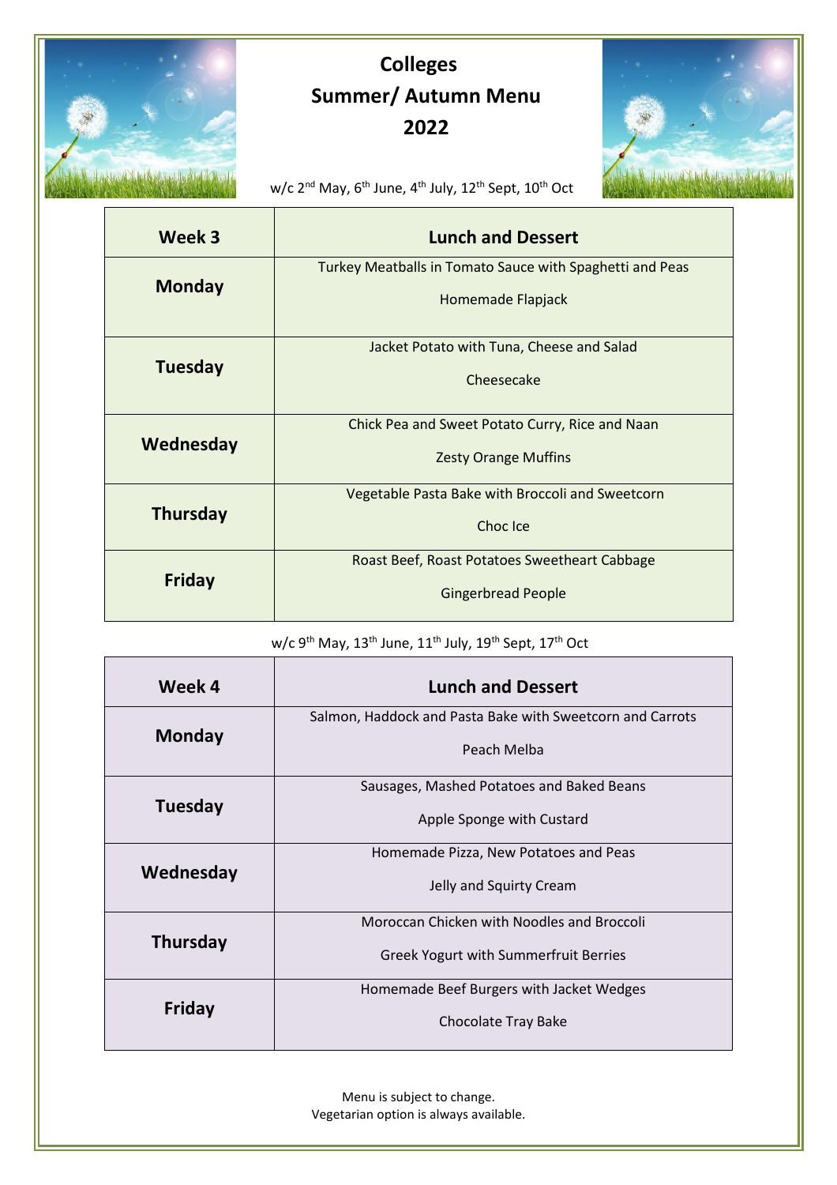# Colleges
# Summer/ Autumn Menu
# 2022

w/c 2nd May, 6th June, 4th July, 12th Sept, 10th Oct

| Week 3 | Lunch and Dessert |
|---|---|
| Monday | Turkey Meatballs in Tomato Sauce with Spaghetti and Peas<br>Homemade Flapjack |
| Tuesday | Jacket Potato with Tuna, Cheese and Salad<br>Cheesecake |
| Wednesday | Chick Pea and Sweet Potato Curry, Rice and Naan<br>Zesty Orange Muffins |
| Thursday | Vegetable Pasta Bake with Broccoli and Sweetcorn<br>Choc Ice |
| Friday | Roast Beef, Roast Potatoes Sweetheart Cabbage<br>Gingerbread People |

w/c 9th May, 13th June, 11th July, 19th Sept, 17th Oct

| Week 4 | Lunch and Dessert |
|---|---|
| Monday | Salmon, Haddock and Pasta Bake with Sweetcorn and Carrots<br>Peach Melba |
| Tuesday | Sausages, Mashed Potatoes and Baked Beans<br>Apple Sponge with Custard |
| Wednesday | Homemade Pizza, New Potatoes and Peas<br>Jelly and Squirty Cream |
| Thursday | Moroccan Chicken with Noodles and Broccoli<br>Greek Yogurt with Summerfruit Berries |
| Friday | Homemade Beef Burgers with Jacket Wedges<br>Chocolate Tray Bake |

Menu is subject to change.
Vegetarian option is always available.